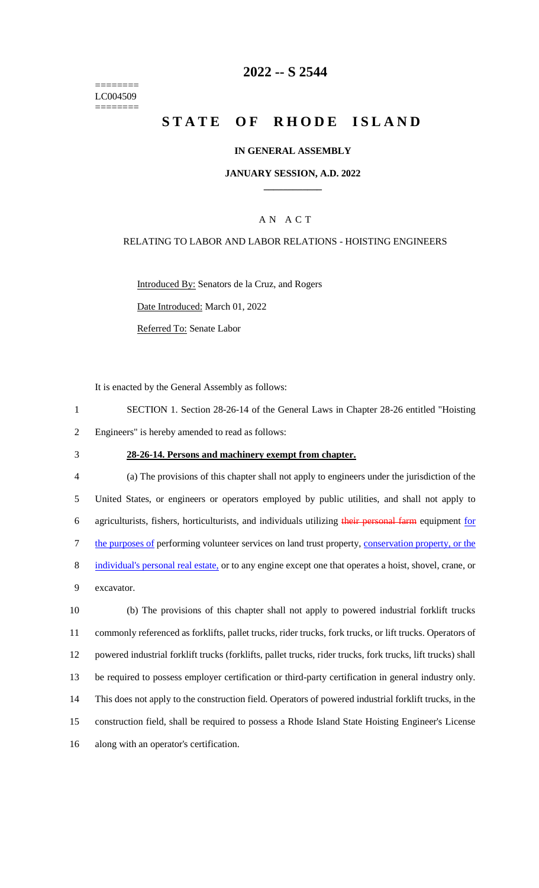========
LC004509
========

# 2022 -- S 2544

# STATE OF RHODE ISLAND

## IN GENERAL ASSEMBLY

### JANUARY SESSION, A.D. 2022

---

## A N A C T

### RELATING TO LABOR AND LABOR RELATIONS - HOISTING ENGINEERS

Introduced By: Senators de la Cruz, and Rogers

Date Introduced: March 01, 2022

Referred To: Senate Labor

It is enacted by the General Assembly as follows:

1 SECTION 1. Section 28-26-14 of the General Laws in Chapter 28-26 entitled "Hoisting
2 Engineers" is hereby amended to read as follows:

3 **28-26-14. Persons and machinery exempt from chapter.**

4 (a) The provisions of this chapter shall not apply to engineers under the jurisdiction of the
5 United States, or engineers or operators employed by public utilities, and shall not apply to
6 agriculturists, fishers, horticulturists, and individuals utilizing ~~their personal farm~~ equipment for
7 the purposes of performing volunteer services on land trust property, conservation property, or the
8 individual's personal real estate, or to any engine except one that operates a hoist, shovel, crane, or
9 excavator.

10 (b) The provisions of this chapter shall not apply to powered industrial forklift trucks
11 commonly referenced as forklifts, pallet trucks, rider trucks, fork trucks, or lift trucks. Operators of
12 powered industrial forklift trucks (forklifts, pallet trucks, rider trucks, fork trucks, lift trucks) shall
13 be required to possess employer certification or third-party certification in general industry only.
14 This does not apply to the construction field. Operators of powered industrial forklift trucks, in the
15 construction field, shall be required to possess a Rhode Island State Hoisting Engineer's License
16 along with an operator's certification.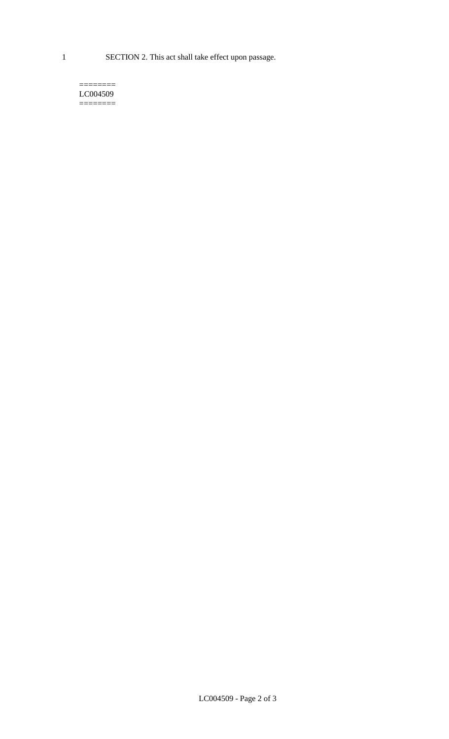SECTION 2. This act shall take effect upon passage.

========
LC004509
========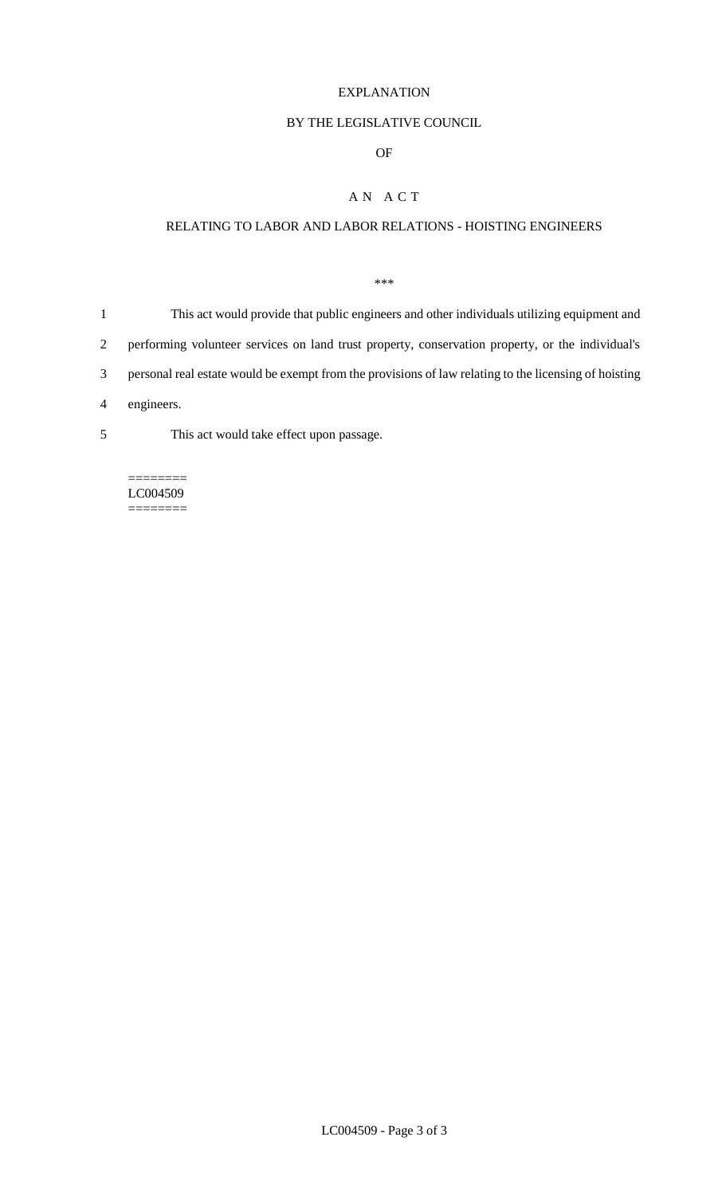EXPLANATION

BY THE LEGISLATIVE COUNCIL

OF

A N A C T

RELATING TO LABOR AND LABOR RELATIONS - HOISTING ENGINEERS

\*\*\*

1 This act would provide that public engineers and other individuals utilizing equipment and
2 performing volunteer services on land trust property, conservation property, or the individual's
3 personal real estate would be exempt from the provisions of law relating to the licensing of hoisting
4 engineers.

5 This act would take effect upon passage.

========
LC004509
========